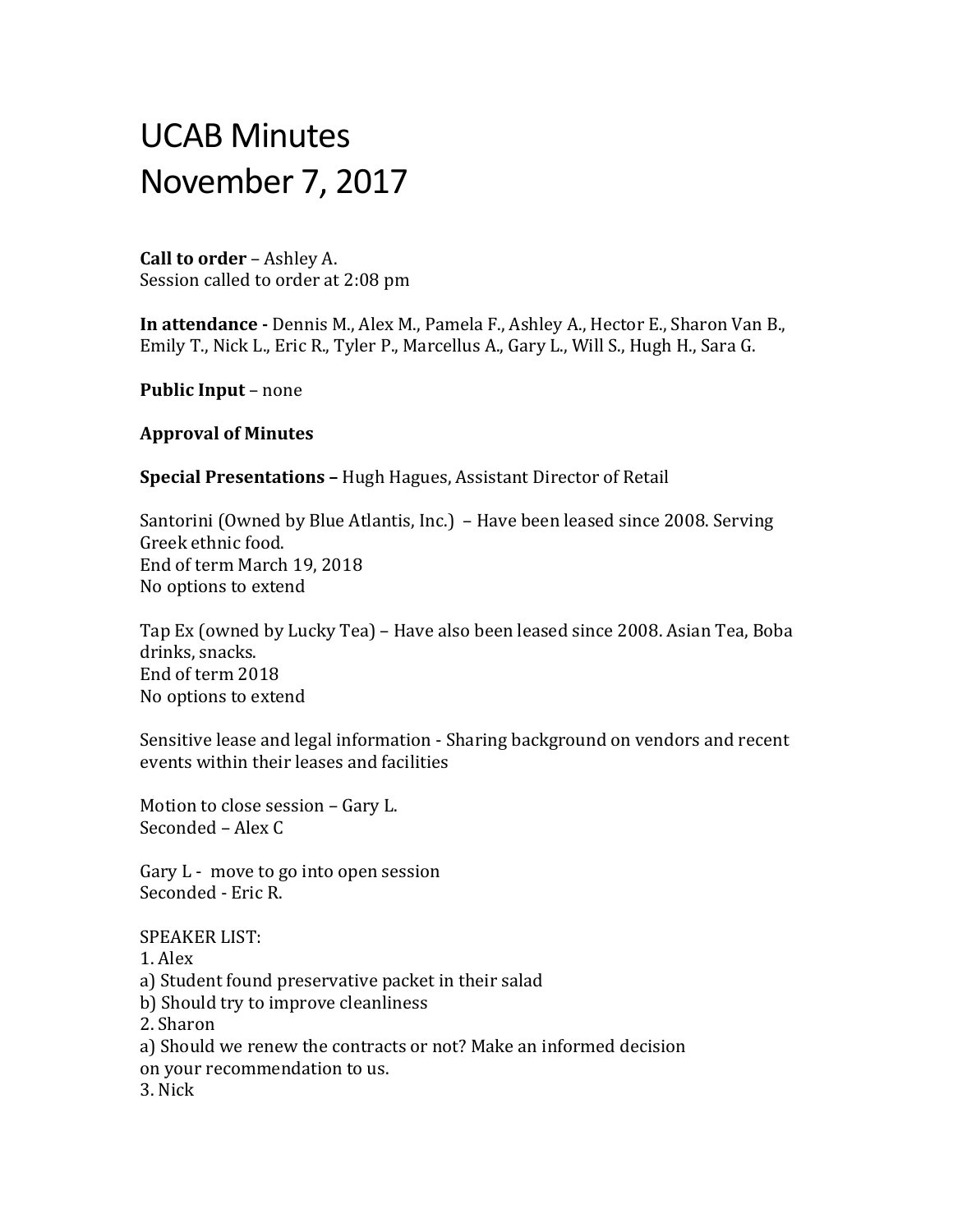# UCAB Minutes
# November 7, 2017

**Call to order** – Ashley A.
Session called to order at 2:08 pm

**In attendance -** Dennis M., Alex M., Pamela F., Ashley A., Hector E., Sharon Van B., Emily T., Nick L., Eric R., Tyler P., Marcellus A., Gary L., Will S., Hugh H., Sara G.

**Public Input** – none

**Approval of Minutes**

**Special Presentations –** Hugh Hagues, Assistant Director of Retail

Santorini (Owned by Blue Atlantis, Inc.) – Have been leased since 2008. Serving Greek ethnic food.
End of term March 19, 2018
No options to extend

Tap Ex (owned by Lucky Tea) – Have also been leased since 2008. Asian Tea, Boba drinks, snacks.
End of term 2018
No options to extend

Sensitive lease and legal information - Sharing background on vendors and recent events within their leases and facilities

Motion to close session – Gary L.
Seconded – Alex C

Gary L - move to go into open session
Seconded - Eric R.

SPEAKER LIST:
1. Alex
a) Student found preservative packet in their salad
b) Should try to improve cleanliness
2. Sharon
a) Should we renew the contracts or not? Make an informed decision on your recommendation to us.
3. Nick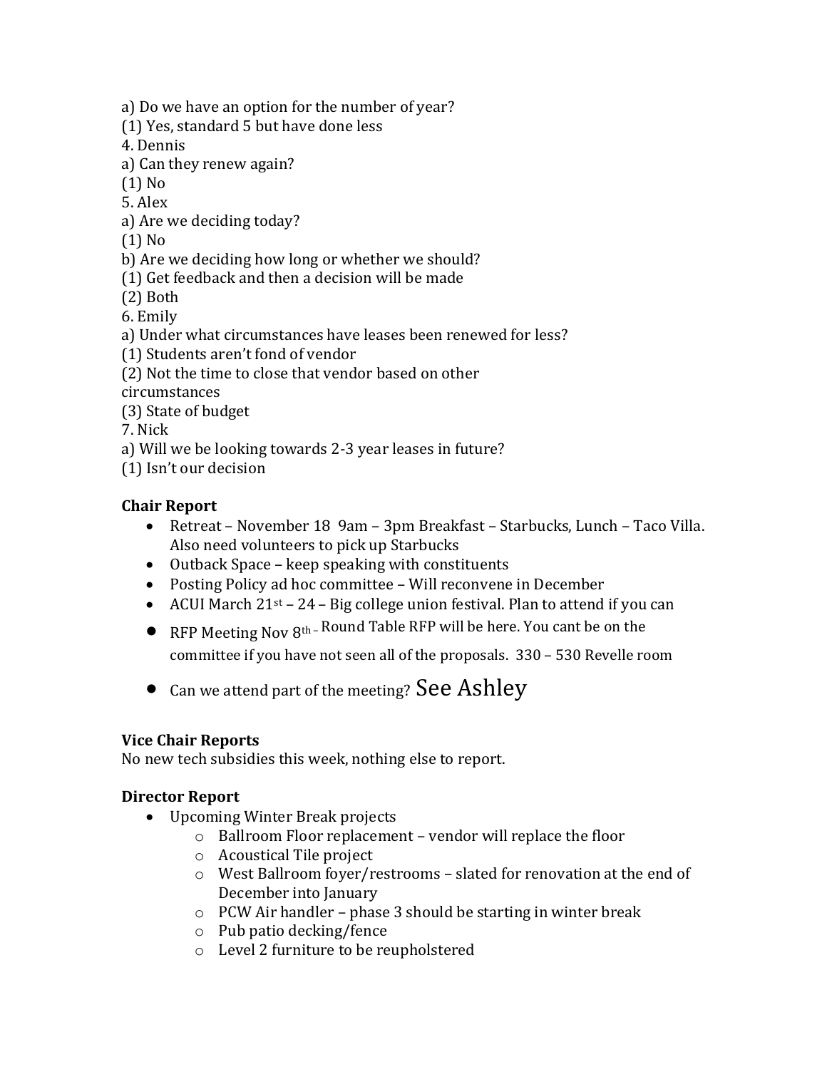a) Do we have an option for the number of year?
(1) Yes, standard 5 but have done less
4. Dennis
a) Can they renew again?
(1) No
5. Alex
a) Are we deciding today?
(1) No
b) Are we deciding how long or whether we should?
(1) Get feedback and then a decision will be made
(2) Both
6. Emily
a) Under what circumstances have leases been renewed for less?
(1) Students aren't fond of vendor
(2) Not the time to close that vendor based on other circumstances
(3) State of budget
7. Nick
a) Will we be looking towards 2-3 year leases in future?
(1) Isn't our decision

**Chair Report**

- Retreat – November 18 9am – 3pm Breakfast – Starbucks, Lunch – Taco Villa. Also need volunteers to pick up Starbucks
- Outback Space – keep speaking with constituents
- Posting Policy ad hoc committee – Will reconvene in December
- ACUI March 21st – 24 – Big college union festival. Plan to attend if you can
- RFP Meeting Nov 8th – Round Table RFP will be here. You cant be on the committee if you have not seen all of the proposals. 330 – 530 Revelle room
- Can we attend part of the meeting? See Ashley

**Vice Chair Reports**

No new tech subsidies this week, nothing else to report.

**Director Report**

- Upcoming Winter Break projects
  - Ballroom Floor replacement – vendor will replace the floor
  - Acoustical Tile project
  - West Ballroom foyer/restrooms – slated for renovation at the end of December into January
  - PCW Air handler – phase 3 should be starting in winter break
  - Pub patio decking/fence
  - Level 2 furniture to be reupholstered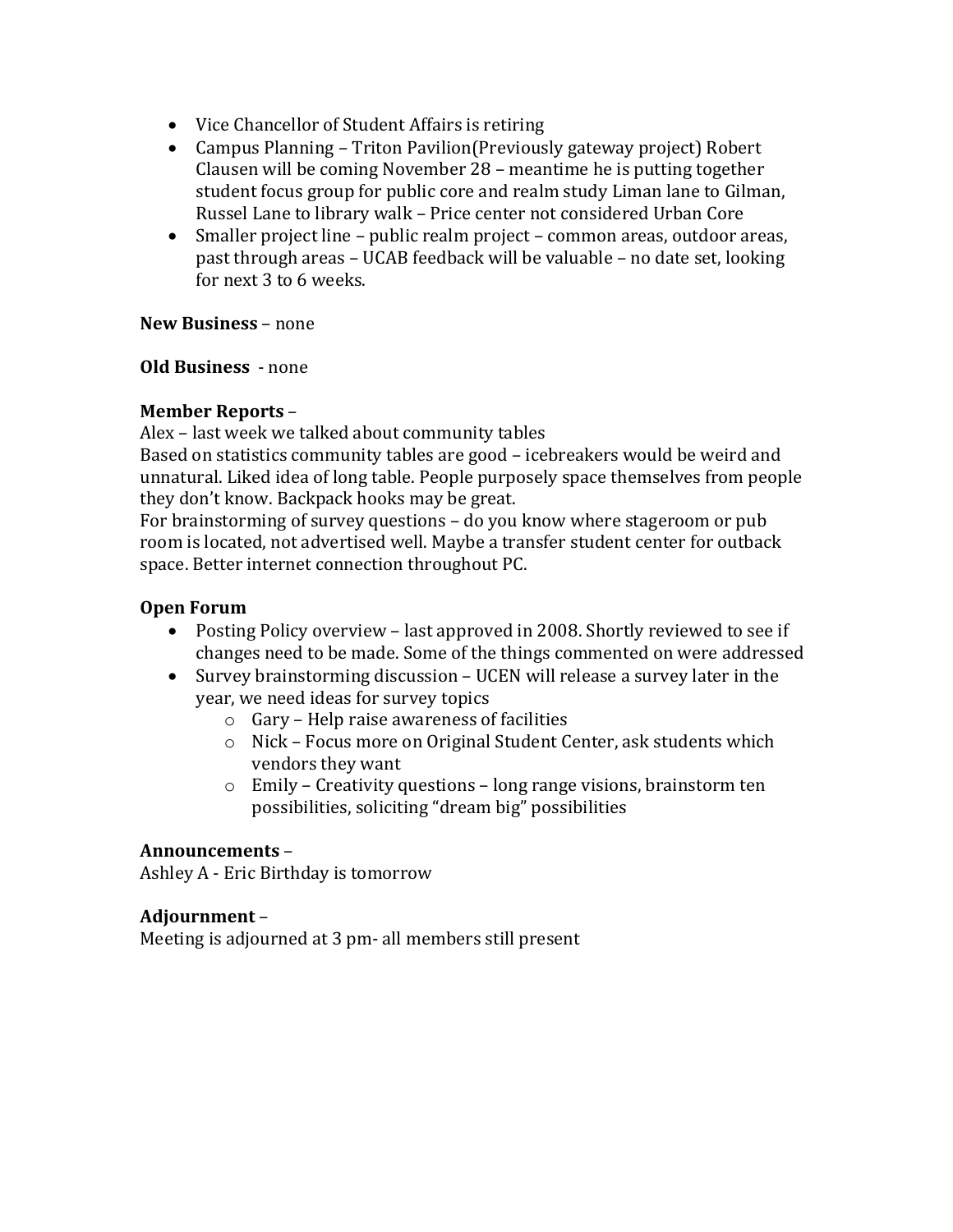- Vice Chancellor of Student Affairs is retiring
- Campus Planning – Triton Pavilion(Previously gateway project) Robert Clausen will be coming November 28 – meantime he is putting together student focus group for public core and realm study Liman lane to Gilman, Russel Lane to library walk – Price center not considered Urban Core
- Smaller project line – public realm project – common areas, outdoor areas, past through areas – UCAB feedback will be valuable – no date set, looking for next 3 to 6 weeks.

**New Business** – none

**Old Business** - none

**Member Reports** –

Alex – last week we talked about community tables

Based on statistics community tables are good – icebreakers would be weird and unnatural. Liked idea of long table. People purposely space themselves from people they don't know. Backpack hooks may be great.

For brainstorming of survey questions – do you know where stageroom or pub room is located, not advertised well. Maybe a transfer student center for outback space. Better internet connection throughout PC.

**Open Forum**

- Posting Policy overview – last approved in 2008. Shortly reviewed to see if changes need to be made. Some of the things commented on were addressed
- Survey brainstorming discussion – UCEN will release a survey later in the year, we need ideas for survey topics
    - Gary – Help raise awareness of facilities
    - Nick – Focus more on Original Student Center, ask students which vendors they want
    - Emily – Creativity questions – long range visions, brainstorm ten possibilities, soliciting "dream big" possibilities

**Announcements** –

Ashley A - Eric Birthday is tomorrow

**Adjournment** –

Meeting is adjourned at 3 pm- all members still present